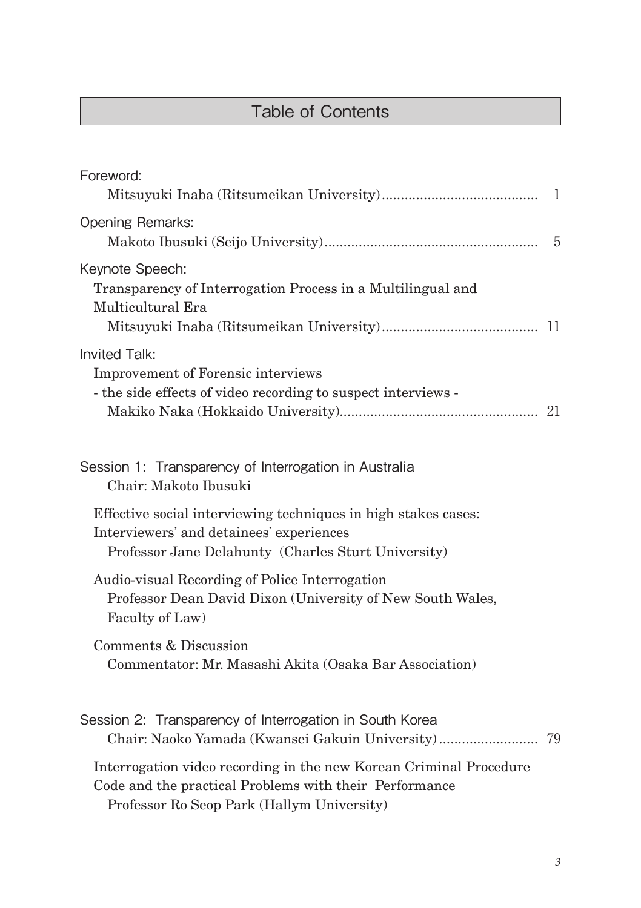# Table of Contents

Foreword:

Mitsuyuki Inaba (Ritsumeikan University)........................................ 1

Opening Remarks:

Makoto Ibusuki (Seijo University)........................................................ 5

Keynote Speech:

Transparency of Interrogation Process in a Multilingual and Multicultural Era

Mitsuyuki Inaba (Ritsumeikan University)........................................ 11

Invited Talk:

Improvement of Forensic interviews
- the side effects of video recording to suspect interviews -

Makiko Naka (Hokkaido University)................................................... 21

Session 1: Transparency of Interrogation in Australia

Chair: Makoto Ibusuki

Effective social interviewing techniques in high stakes cases: Interviewers' and detainees' experiences

Professor Jane Delahunty (Charles Sturt University)

Audio-visual Recording of Police Interrogation

Professor Dean David Dixon (University of New South Wales, Faculty of Law)

Comments & Discussion

Commentator: Mr. Masashi Akita (Osaka Bar Association)

Session 2: Transparency of Interrogation in South Korea

Chair: Naoko Yamada (Kwansei Gakuin University).......................... 79

Interrogation video recording in the new Korean Criminal Procedure Code and the practical Problems with their Performance

Professor Ro Seop Park (Hallym University)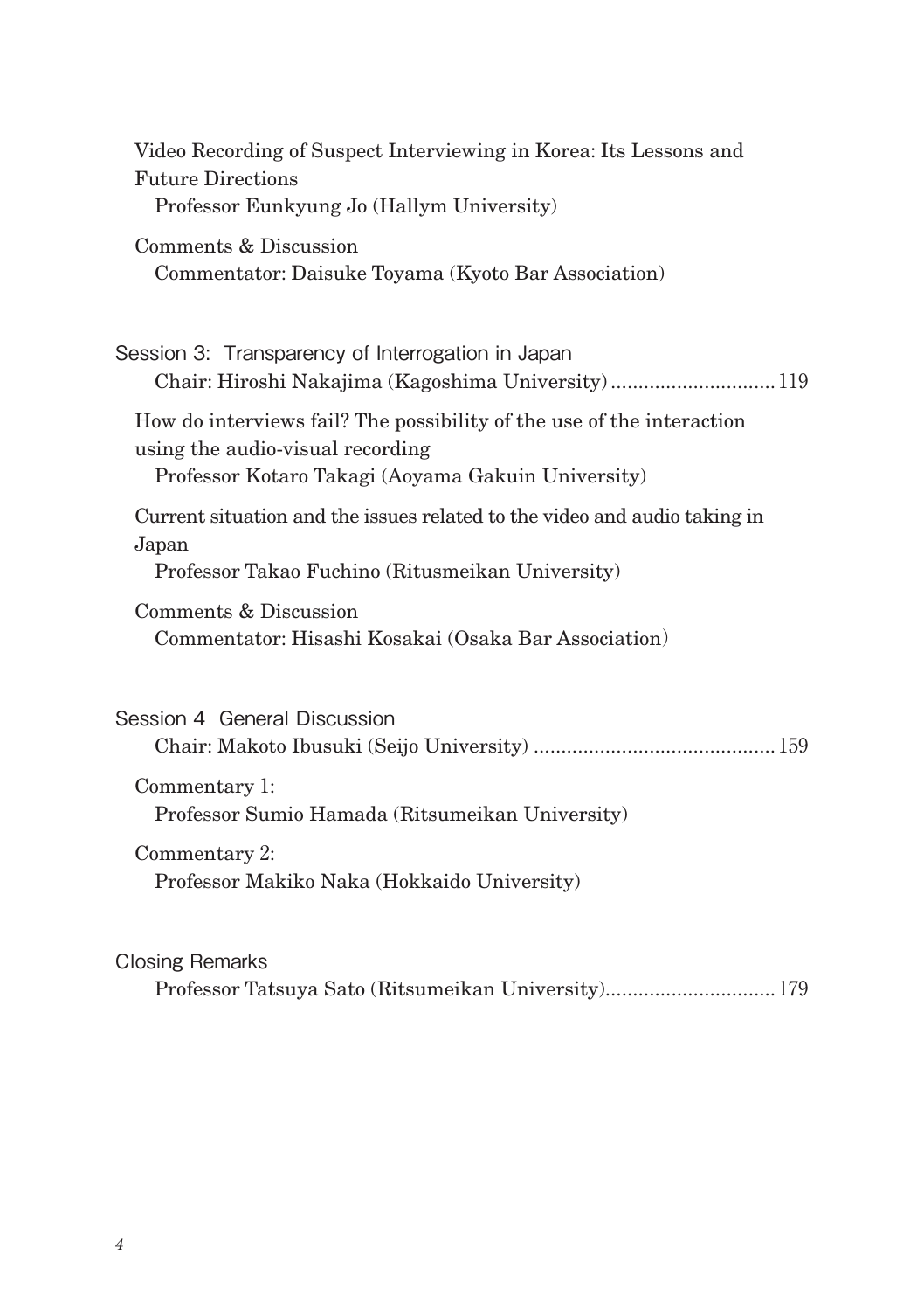Video Recording of Suspect Interviewing in Korea: Its Lessons and Future Directions
Professor Eunkyung Jo (Hallym University)

Comments & Discussion
Commentator: Daisuke Toyama (Kyoto Bar Association)

Session 3: Transparency of Interrogation in Japan
Chair: Hiroshi Nakajima (Kagoshima University) .............................. 119

How do interviews fail? The possibility of the use of the interaction using the audio-visual recording
Professor Kotaro Takagi (Aoyama Gakuin University)

Current situation and the issues related to the video and audio taking in Japan
Professor Takao Fuchino (Ritusmeikan University)

Comments & Discussion
Commentator: Hisashi Kosakai (Osaka Bar Association)

Session 4 General Discussion
Chair: Makoto Ibusuki (Seijo University) ............................................ 159

Commentary 1:
Professor Sumio Hamada (Ritsumeikan University)

Commentary 2:
Professor Makiko Naka (Hokkaido University)

Closing Remarks
Professor Tatsuya Sato (Ritsumeikan University)............................... 179